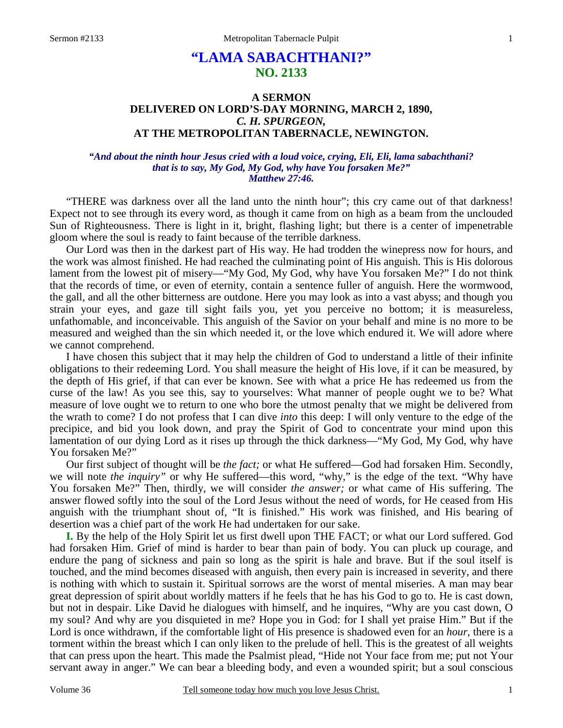# "LAMA SABACHTHANI?"
## NO. 2133

### A SERMON
### DELIVERED ON LORD'S-DAY MORNING, MARCH 2, 1890,
### *C. H. SPURGEON,*
### AT THE METROPOLITAN TABERNACLE, NEWINGTON.

***"And about the ninth hour Jesus cried with a loud voice, crying, Eli, Eli, lama sabachthani? that is to say, My God, My God, why have You forsaken Me?" Matthew 27:46.***

"THERE was darkness over all the land unto the ninth hour"; this cry came out of that darkness! Expect not to see through its every word, as though it came from on high as a beam from the unclouded Sun of Righteousness. There is light in it, bright, flashing light; but there is a center of impenetrable gloom where the soul is ready to faint because of the terrible darkness.

Our Lord was then in the darkest part of His way. He had trodden the winepress now for hours, and the work was almost finished. He had reached the culminating point of His anguish. This is His dolorous lament from the lowest pit of misery—"My God, My God, why have You forsaken Me?" I do not think that the records of time, or even of eternity, contain a sentence fuller of anguish. Here the wormwood, the gall, and all the other bitterness are outdone. Here you may look as into a vast abyss; and though you strain your eyes, and gaze till sight fails you, yet you perceive no bottom; it is measureless, unfathomable, and inconceivable. This anguish of the Savior on your behalf and mine is no more to be measured and weighed than the sin which needed it, or the love which endured it. We will adore where we cannot comprehend.

I have chosen this subject that it may help the children of God to understand a little of their infinite obligations to their redeeming Lord. You shall measure the height of His love, if it can be measured, by the depth of His grief, if that can ever be known. See with what a price He has redeemed us from the curse of the law! As you see this, say to yourselves: What manner of people ought we to be? What measure of love ought we to return to one who bore the utmost penalty that we might be delivered from the wrath to come? I do not profess that I can dive *into* this deep: I will only venture to the edge of the precipice, and bid you look down, and pray the Spirit of God to concentrate your mind upon this lamentation of our dying Lord as it rises up through the thick darkness—"My God, My God, why have You forsaken Me?"

Our first subject of thought will be *the fact;* or what He suffered—God had forsaken Him. Secondly, we will note *the inquiry"* or why He suffered—this word, "why," is the edge of the text. "Why have You forsaken Me?" Then, thirdly, we will consider *the answer;* or what came of His suffering. The answer flowed softly into the soul of the Lord Jesus without the need of words, for He ceased from His anguish with the triumphant shout of, "It is finished." His work was finished, and His bearing of desertion was a chief part of the work He had undertaken for our sake.

**I.** By the help of the Holy Spirit let us first dwell upon THE FACT; or what our Lord suffered. God had forsaken Him. Grief of mind is harder to bear than pain of body. You can pluck up courage, and endure the pang of sickness and pain so long as the spirit is hale and brave. But if the soul itself is touched, and the mind becomes diseased with anguish, then every pain is increased in severity, and there is nothing with which to sustain it. Spiritual sorrows are the worst of mental miseries. A man may bear great depression of spirit about worldly matters if he feels that he has his God to go to. He is cast down, but not in despair. Like David he dialogues with himself, and he inquires, "Why are you cast down, O my soul? And why are you disquieted in me? Hope you in God: for I shall yet praise Him." But if the Lord is once withdrawn, if the comfortable light of His presence is shadowed even for an *hour,* there is a torment within the breast which I can only liken to the prelude of hell. This is the greatest of all weights that can press upon the heart. This made the Psalmist plead, "Hide not Your face from me; put not Your servant away in anger." We can bear a bleeding body, and even a wounded spirit; but a soul conscious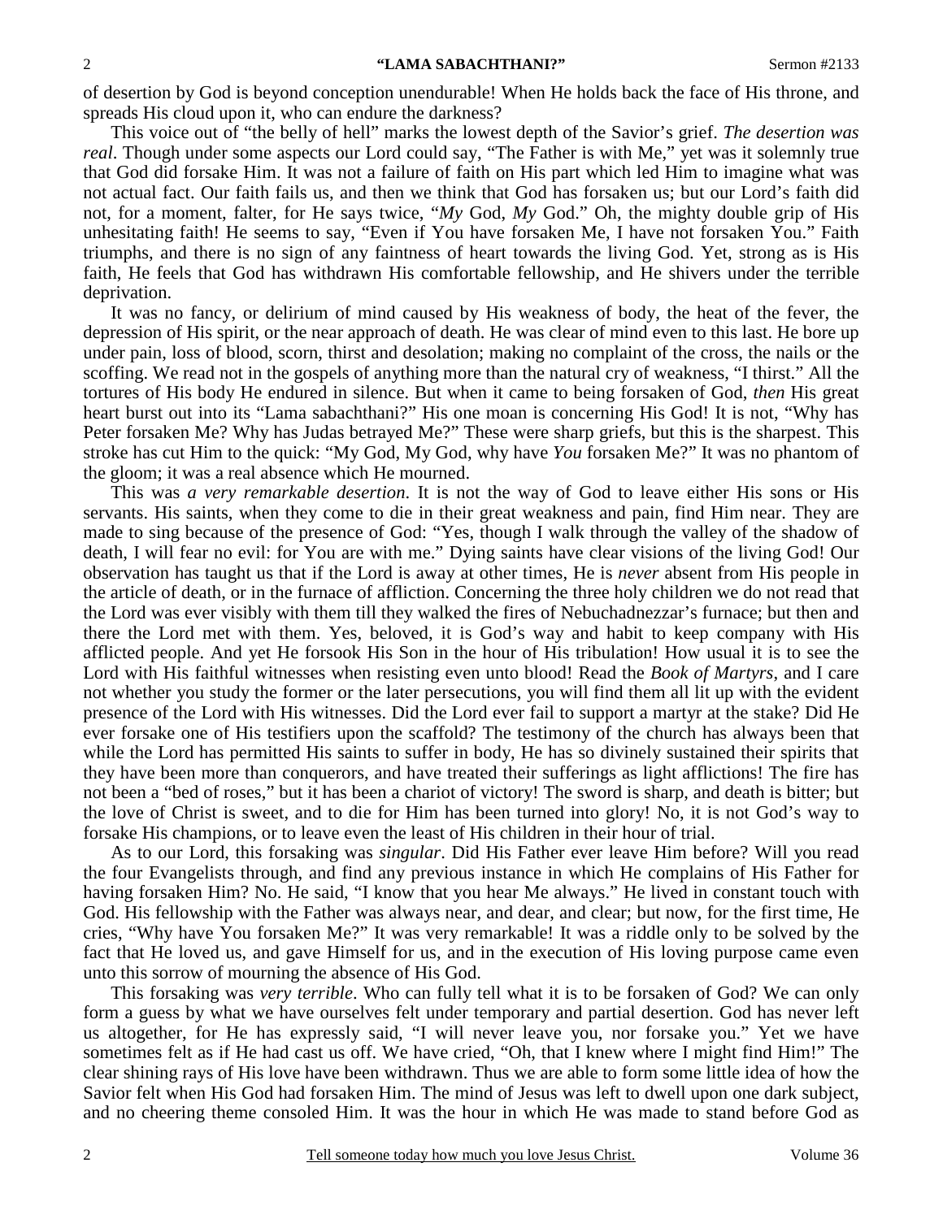of desertion by God is beyond conception unendurable! When He holds back the face of His throne, and spreads His cloud upon it, who can endure the darkness?

This voice out of "the belly of hell" marks the lowest depth of the Savior's grief. *The desertion was real*. Though under some aspects our Lord could say, "The Father is with Me," yet was it solemnly true that God did forsake Him. It was not a failure of faith on His part which led Him to imagine what was not actual fact. Our faith fails us, and then we think that God has forsaken us; but our Lord's faith did not, for a moment, falter, for He says twice, "*My* God, *My* God." Oh, the mighty double grip of His unhesitating faith! He seems to say, "Even if You have forsaken Me, I have not forsaken You." Faith triumphs, and there is no sign of any faintness of heart towards the living God. Yet, strong as is His faith, He feels that God has withdrawn His comfortable fellowship, and He shivers under the terrible deprivation.

It was no fancy, or delirium of mind caused by His weakness of body, the heat of the fever, the depression of His spirit, or the near approach of death. He was clear of mind even to this last. He bore up under pain, loss of blood, scorn, thirst and desolation; making no complaint of the cross, the nails or the scoffing. We read not in the gospels of anything more than the natural cry of weakness, "I thirst." All the tortures of His body He endured in silence. But when it came to being forsaken of God, *then* His great heart burst out into its "Lama sabachthani?" His one moan is concerning His God! It is not, "Why has Peter forsaken Me? Why has Judas betrayed Me?" These were sharp griefs, but this is the sharpest. This stroke has cut Him to the quick: "My God, My God, why have *You* forsaken Me?" It was no phantom of the gloom; it was a real absence which He mourned.

This was *a very remarkable desertion*. It is not the way of God to leave either His sons or His servants. His saints, when they come to die in their great weakness and pain, find Him near. They are made to sing because of the presence of God: "Yes, though I walk through the valley of the shadow of death, I will fear no evil: for You are with me." Dying saints have clear visions of the living God! Our observation has taught us that if the Lord is away at other times, He is *never* absent from His people in the article of death, or in the furnace of affliction. Concerning the three holy children we do not read that the Lord was ever visibly with them till they walked the fires of Nebuchadnezzar's furnace; but then and there the Lord met with them. Yes, beloved, it is God's way and habit to keep company with His afflicted people. And yet He forsook His Son in the hour of His tribulation! How usual it is to see the Lord with His faithful witnesses when resisting even unto blood! Read the *Book of Martyrs*, and I care not whether you study the former or the later persecutions, you will find them all lit up with the evident presence of the Lord with His witnesses. Did the Lord ever fail to support a martyr at the stake? Did He ever forsake one of His testifiers upon the scaffold? The testimony of the church has always been that while the Lord has permitted His saints to suffer in body, He has so divinely sustained their spirits that they have been more than conquerors, and have treated their sufferings as light afflictions! The fire has not been a "bed of roses," but it has been a chariot of victory! The sword is sharp, and death is bitter; but the love of Christ is sweet, and to die for Him has been turned into glory! No, it is not God's way to forsake His champions, or to leave even the least of His children in their hour of trial.

As to our Lord, this forsaking was *singular*. Did His Father ever leave Him before? Will you read the four Evangelists through, and find any previous instance in which He complains of His Father for having forsaken Him? No. He said, "I know that you hear Me always." He lived in constant touch with God. His fellowship with the Father was always near, and dear, and clear; but now, for the first time, He cries, "Why have You forsaken Me?" It was very remarkable! It was a riddle only to be solved by the fact that He loved us, and gave Himself for us, and in the execution of His loving purpose came even unto this sorrow of mourning the absence of His God.

This forsaking was *very terrible*. Who can fully tell what it is to be forsaken of God? We can only form a guess by what we have ourselves felt under temporary and partial desertion. God has never left us altogether, for He has expressly said, "I will never leave you, nor forsake you." Yet we have sometimes felt as if He had cast us off. We have cried, "Oh, that I knew where I might find Him!" The clear shining rays of His love have been withdrawn. Thus we are able to form some little idea of how the Savior felt when His God had forsaken Him. The mind of Jesus was left to dwell upon one dark subject, and no cheering theme consoled Him. It was the hour in which He was made to stand before God as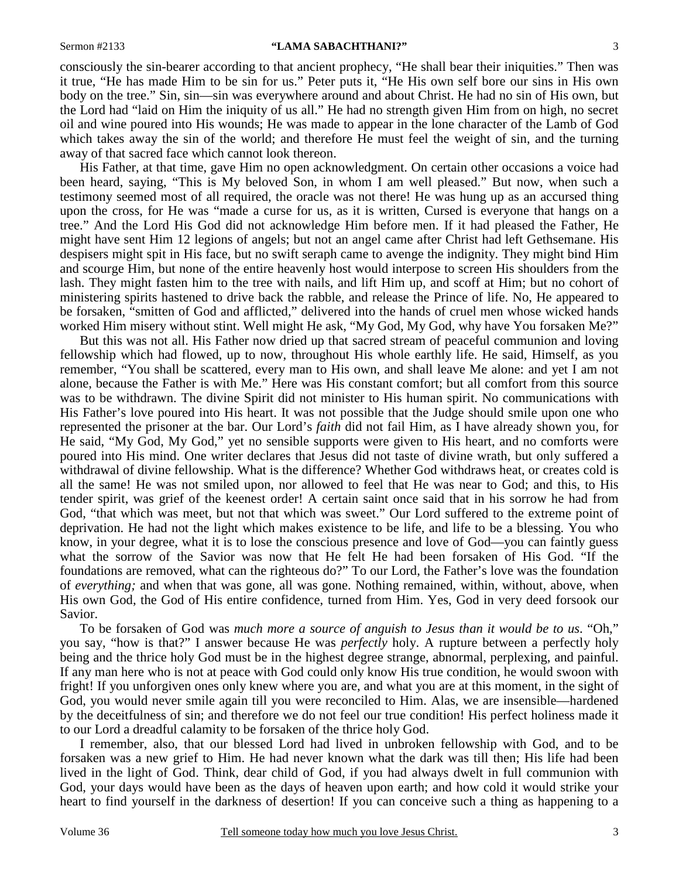consciously the sin-bearer according to that ancient prophecy, "He shall bear their iniquities." Then was it true, "He has made Him to be sin for us." Peter puts it, "He His own self bore our sins in His own body on the tree." Sin, sin—sin was everywhere around and about Christ. He had no sin of His own, but the Lord had "laid on Him the iniquity of us all." He had no strength given Him from on high, no secret oil and wine poured into His wounds; He was made to appear in the lone character of the Lamb of God which takes away the sin of the world; and therefore He must feel the weight of sin, and the turning away of that sacred face which cannot look thereon.

His Father, at that time, gave Him no open acknowledgment. On certain other occasions a voice had been heard, saying, "This is My beloved Son, in whom I am well pleased." But now, when such a testimony seemed most of all required, the oracle was not there! He was hung up as an accursed thing upon the cross, for He was "made a curse for us, as it is written, Cursed is everyone that hangs on a tree." And the Lord His God did not acknowledge Him before men. If it had pleased the Father, He might have sent Him 12 legions of angels; but not an angel came after Christ had left Gethsemane. His despisers might spit in His face, but no swift seraph came to avenge the indignity. They might bind Him and scourge Him, but none of the entire heavenly host would interpose to screen His shoulders from the lash. They might fasten him to the tree with nails, and lift Him up, and scoff at Him; but no cohort of ministering spirits hastened to drive back the rabble, and release the Prince of life. No, He appeared to be forsaken, "smitten of God and afflicted," delivered into the hands of cruel men whose wicked hands worked Him misery without stint. Well might He ask, "My God, My God, why have You forsaken Me?"

But this was not all. His Father now dried up that sacred stream of peaceful communion and loving fellowship which had flowed, up to now, throughout His whole earthly life. He said, Himself, as you remember, "You shall be scattered, every man to His own, and shall leave Me alone: and yet I am not alone, because the Father is with Me." Here was His constant comfort; but all comfort from this source was to be withdrawn. The divine Spirit did not minister to His human spirit. No communications with His Father's love poured into His heart. It was not possible that the Judge should smile upon one who represented the prisoner at the bar. Our Lord's *faith* did not fail Him, as I have already shown you, for He said, "My God, My God," yet no sensible supports were given to His heart, and no comforts were poured into His mind. One writer declares that Jesus did not taste of divine wrath, but only suffered a withdrawal of divine fellowship. What is the difference? Whether God withdraws heat, or creates cold is all the same! He was not smiled upon, nor allowed to feel that He was near to God; and this, to His tender spirit, was grief of the keenest order! A certain saint once said that in his sorrow he had from God, "that which was meet, but not that which was sweet." Our Lord suffered to the extreme point of deprivation. He had not the light which makes existence to be life, and life to be a blessing. You who know, in your degree, what it is to lose the conscious presence and love of God—you can faintly guess what the sorrow of the Savior was now that He felt He had been forsaken of His God. "If the foundations are removed, what can the righteous do?" To our Lord, the Father's love was the foundation of *everything;* and when that was gone, all was gone. Nothing remained, within, without, above, when His own God, the God of His entire confidence, turned from Him. Yes, God in very deed forsook our Savior.

To be forsaken of God was *much more a source of anguish to Jesus than it would be to us*. "Oh," you say, "how is that?" I answer because He was *perfectly* holy. A rupture between a perfectly holy being and the thrice holy God must be in the highest degree strange, abnormal, perplexing, and painful. If any man here who is not at peace with God could only know His true condition, he would swoon with fright! If you unforgiven ones only knew where you are, and what you are at this moment, in the sight of God, you would never smile again till you were reconciled to Him. Alas, we are insensible—hardened by the deceitfulness of sin; and therefore we do not feel our true condition! His perfect holiness made it to our Lord a dreadful calamity to be forsaken of the thrice holy God.

I remember, also, that our blessed Lord had lived in unbroken fellowship with God, and to be forsaken was a new grief to Him. He had never known what the dark was till then; His life had been lived in the light of God. Think, dear child of God, if you had always dwelt in full communion with God, your days would have been as the days of heaven upon earth; and how cold it would strike your heart to find yourself in the darkness of desertion! If you can conceive such a thing as happening to a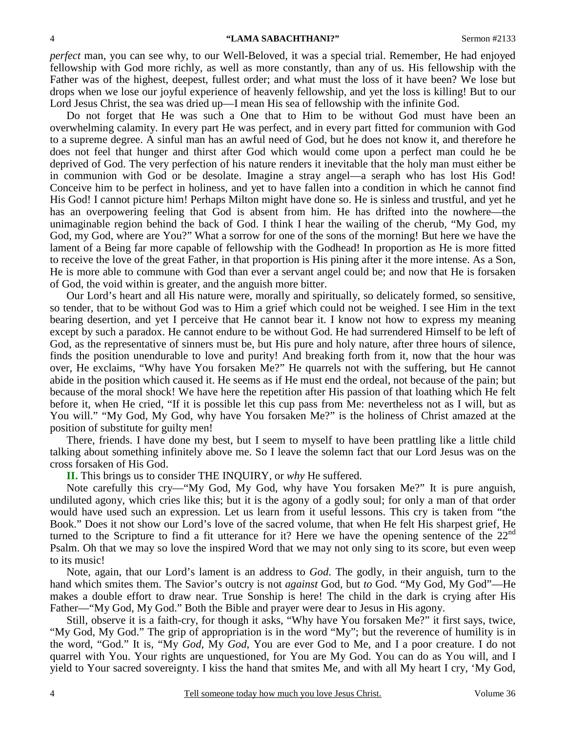*perfect* man, you can see why, to our Well-Beloved, it was a special trial. Remember, He had enjoyed fellowship with God more richly, as well as more constantly, than any of us. His fellowship with the Father was of the highest, deepest, fullest order; and what must the loss of it have been? We lose but drops when we lose our joyful experience of heavenly fellowship, and yet the loss is killing! But to our Lord Jesus Christ, the sea was dried up—I mean His sea of fellowship with the infinite God.

Do not forget that He was such a One that to Him to be without God must have been an overwhelming calamity. In every part He was perfect, and in every part fitted for communion with God to a supreme degree. A sinful man has an awful need of God, but he does not know it, and therefore he does not feel that hunger and thirst after God which would come upon a perfect man could he be deprived of God. The very perfection of his nature renders it inevitable that the holy man must either be in communion with God or be desolate. Imagine a stray angel—a seraph who has lost His God! Conceive him to be perfect in holiness, and yet to have fallen into a condition in which he cannot find His God! I cannot picture him! Perhaps Milton might have done so. He is sinless and trustful, and yet he has an overpowering feeling that God is absent from him. He has drifted into the nowhere—the unimaginable region behind the back of God. I think I hear the wailing of the cherub, "My God, my God, my God, where are You?" What a sorrow for one of the sons of the morning! But here we have the lament of a Being far more capable of fellowship with the Godhead! In proportion as He is more fitted to receive the love of the great Father, in that proportion is His pining after it the more intense. As a Son, He is more able to commune with God than ever a servant angel could be; and now that He is forsaken of God, the void within is greater, and the anguish more bitter.

Our Lord's heart and all His nature were, morally and spiritually, so delicately formed, so sensitive, so tender, that to be without God was to Him a grief which could not be weighed. I see Him in the text bearing desertion, and yet I perceive that He cannot bear it. I know not how to express my meaning except by such a paradox. He cannot endure to be without God. He had surrendered Himself to be left of God, as the representative of sinners must be, but His pure and holy nature, after three hours of silence, finds the position unendurable to love and purity! And breaking forth from it, now that the hour was over, He exclaims, "Why have You forsaken Me?" He quarrels not with the suffering, but He cannot abide in the position which caused it. He seems as if He must end the ordeal, not because of the pain; but because of the moral shock! We have here the repetition after His passion of that loathing which He felt before it, when He cried, "If it is possible let this cup pass from Me: nevertheless not as I will, but as You will." "My God, My God, why have You forsaken Me?" is the holiness of Christ amazed at the position of substitute for guilty men!

There, friends. I have done my best, but I seem to myself to have been prattling like a little child talking about something infinitely above me. So I leave the solemn fact that our Lord Jesus was on the cross forsaken of His God.

**II.** This brings us to consider THE INQUIRY, or *why* He suffered.

Note carefully this cry—"My God, My God, why have You forsaken Me?" It is pure anguish, undiluted agony, which cries like this; but it is the agony of a godly soul; for only a man of that order would have used such an expression. Let us learn from it useful lessons. This cry is taken from "the Book." Does it not show our Lord's love of the sacred volume, that when He felt His sharpest grief, He turned to the Scripture to find a fit utterance for it? Here we have the opening sentence of the 22nd Psalm. Oh that we may so love the inspired Word that we may not only sing to its score, but even weep to its music!

Note, again, that our Lord's lament is an address to *God*. The godly, in their anguish, turn to the hand which smites them. The Savior's outcry is not *against* God, but *to* God. "My God, My God"—He makes a double effort to draw near. True Sonship is here! The child in the dark is crying after His Father—"My God, My God." Both the Bible and prayer were dear to Jesus in His agony.

Still, observe it is a faith-cry, for though it asks, "Why have You forsaken Me?" it first says, twice, "My God, My God." The grip of appropriation is in the word "My"; but the reverence of humility is in the word, "God." It is, "My *God*, My *God*, You are ever God to Me, and I a poor creature. I do not quarrel with You. Your rights are unquestioned, for You are My God. You can do as You will, and I yield to Your sacred sovereignty. I kiss the hand that smites Me, and with all My heart I cry, 'My God,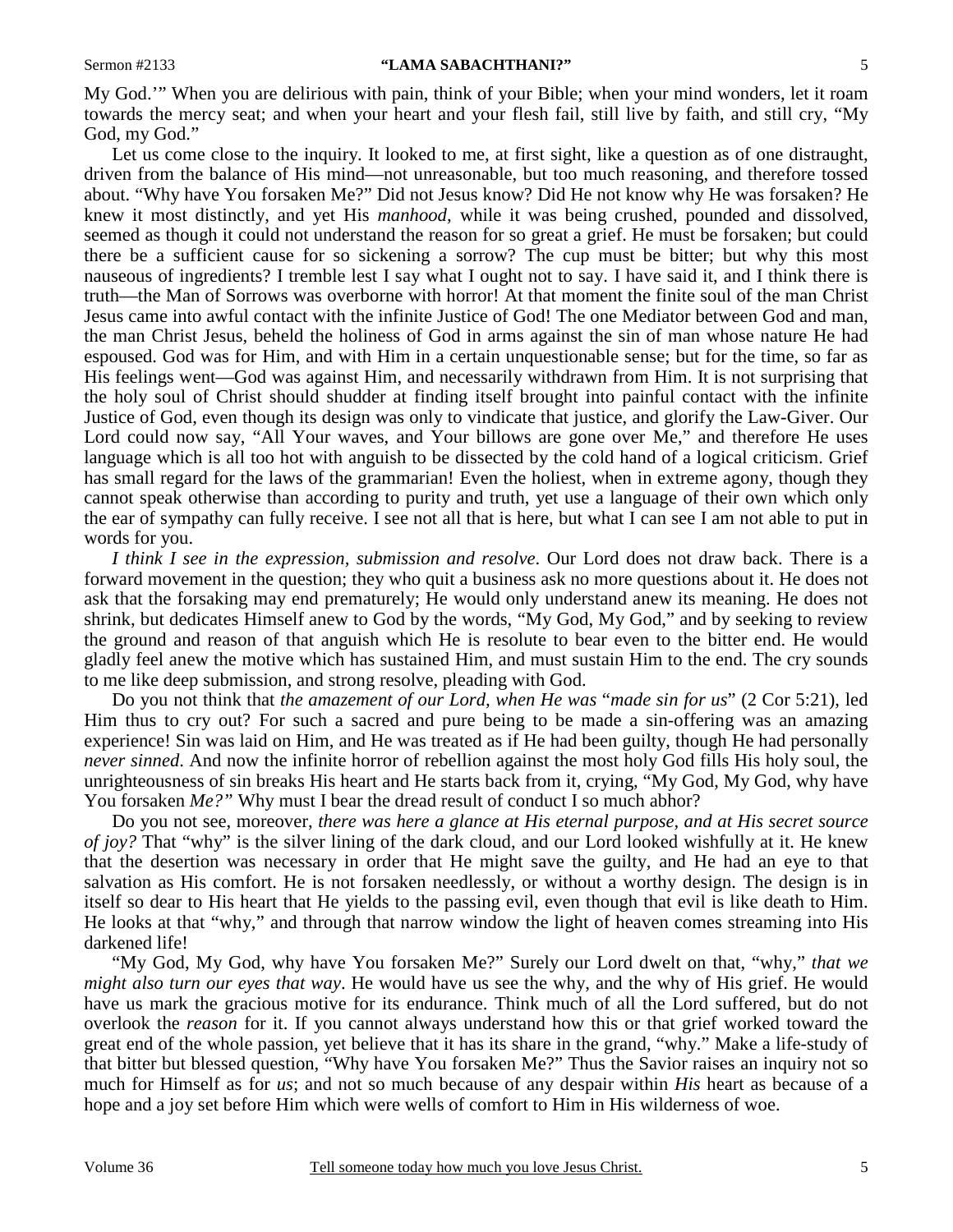My God.'" When you are delirious with pain, think of your Bible; when your mind wonders, let it roam towards the mercy seat; and when your heart and your flesh fail, still live by faith, and still cry, "My God, my God."

Let us come close to the inquiry. It looked to me, at first sight, like a question as of one distraught, driven from the balance of His mind—not unreasonable, but too much reasoning, and therefore tossed about. "Why have You forsaken Me?" Did not Jesus know? Did He not know why He was forsaken? He knew it most distinctly, and yet His *manhood,* while it was being crushed, pounded and dissolved, seemed as though it could not understand the reason for so great a grief. He must be forsaken; but could there be a sufficient cause for so sickening a sorrow? The cup must be bitter; but why this most nauseous of ingredients? I tremble lest I say what I ought not to say. I have said it, and I think there is truth—the Man of Sorrows was overborne with horror! At that moment the finite soul of the man Christ Jesus came into awful contact with the infinite Justice of God! The one Mediator between God and man, the man Christ Jesus, beheld the holiness of God in arms against the sin of man whose nature He had espoused. God was for Him, and with Him in a certain unquestionable sense; but for the time, so far as His feelings went—God was against Him, and necessarily withdrawn from Him. It is not surprising that the holy soul of Christ should shudder at finding itself brought into painful contact with the infinite Justice of God, even though its design was only to vindicate that justice, and glorify the Law-Giver. Our Lord could now say, "All Your waves, and Your billows are gone over Me," and therefore He uses language which is all too hot with anguish to be dissected by the cold hand of a logical criticism. Grief has small regard for the laws of the grammarian! Even the holiest, when in extreme agony, though they cannot speak otherwise than according to purity and truth, yet use a language of their own which only the ear of sympathy can fully receive. I see not all that is here, but what I can see I am not able to put in words for you.

*I think I see in the expression, submission and resolve*. Our Lord does not draw back. There is a forward movement in the question; they who quit a business ask no more questions about it. He does not ask that the forsaking may end prematurely; He would only understand anew its meaning. He does not shrink, but dedicates Himself anew to God by the words, "My God, My God," and by seeking to review the ground and reason of that anguish which He is resolute to bear even to the bitter end. He would gladly feel anew the motive which has sustained Him, and must sustain Him to the end. The cry sounds to me like deep submission, and strong resolve, pleading with God.

Do you not think that *the amazement of our Lord, when He was* "*made sin for us*" (2 Cor 5:21), led Him thus to cry out? For such a sacred and pure being to be made a sin-offering was an amazing experience! Sin was laid on Him, and He was treated as if He had been guilty, though He had personally *never sinned*. And now the infinite horror of rebellion against the most holy God fills His holy soul, the unrighteousness of sin breaks His heart and He starts back from it, crying, "My God, My God, why have You forsaken *Me?"* Why must I bear the dread result of conduct I so much abhor?

Do you not see, moreover, *there was here a glance at His eternal purpose, and at His secret source of joy?* That "why" is the silver lining of the dark cloud, and our Lord looked wishfully at it. He knew that the desertion was necessary in order that He might save the guilty, and He had an eye to that salvation as His comfort. He is not forsaken needlessly, or without a worthy design. The design is in itself so dear to His heart that He yields to the passing evil, even though that evil is like death to Him. He looks at that "why," and through that narrow window the light of heaven comes streaming into His darkened life!

"My God, My God, why have You forsaken Me?" Surely our Lord dwelt on that, "why," *that we might also turn our eyes that way*. He would have us see the why, and the why of His grief. He would have us mark the gracious motive for its endurance. Think much of all the Lord suffered, but do not overlook the *reason* for it. If you cannot always understand how this or that grief worked toward the great end of the whole passion, yet believe that it has its share in the grand, "why." Make a life-study of that bitter but blessed question, "Why have You forsaken Me?" Thus the Savior raises an inquiry not so much for Himself as for *us*; and not so much because of any despair within *His* heart as because of a hope and a joy set before Him which were wells of comfort to Him in His wilderness of woe.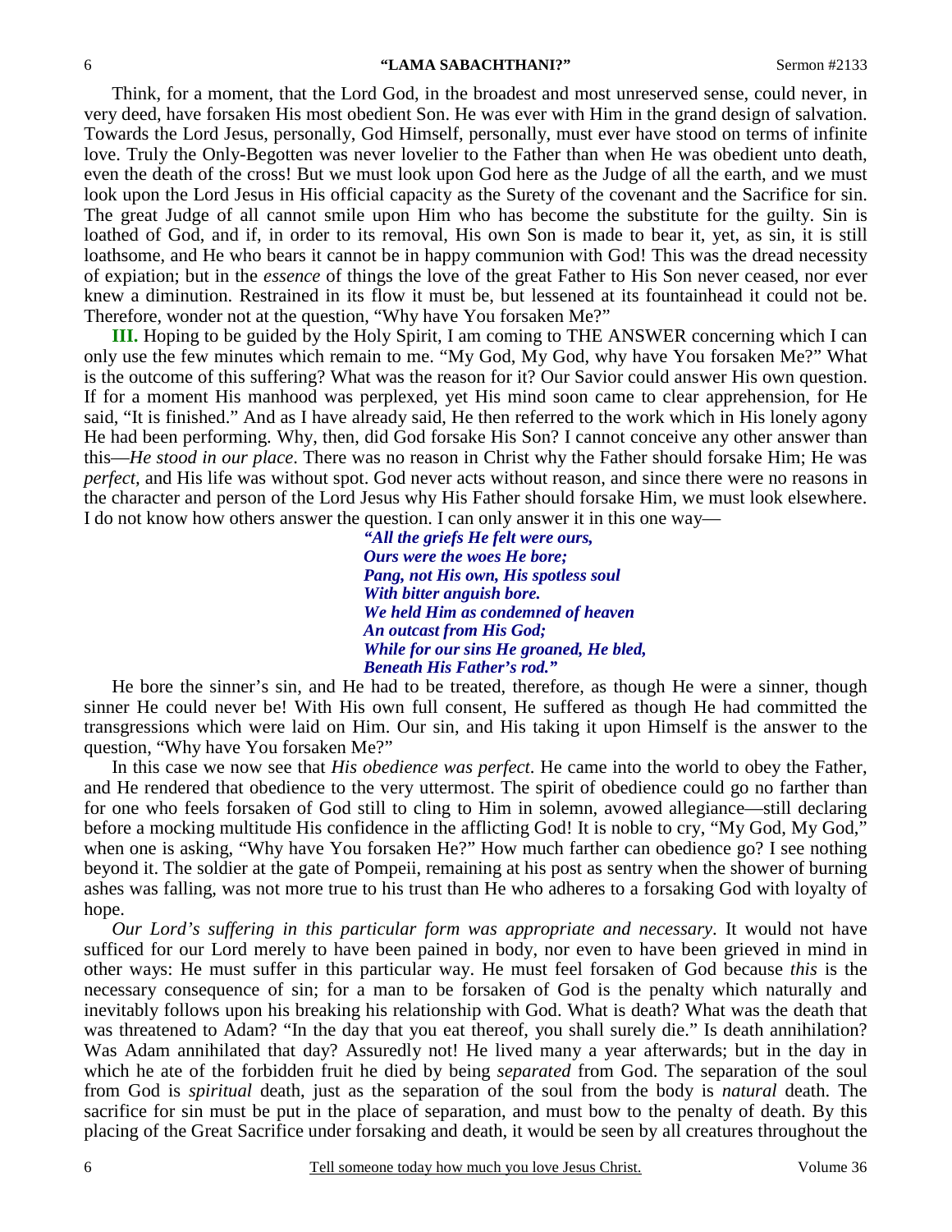Think, for a moment, that the Lord God, in the broadest and most unreserved sense, could never, in very deed, have forsaken His most obedient Son. He was ever with Him in the grand design of salvation. Towards the Lord Jesus, personally, God Himself, personally, must ever have stood on terms of infinite love. Truly the Only-Begotten was never lovelier to the Father than when He was obedient unto death, even the death of the cross! But we must look upon God here as the Judge of all the earth, and we must look upon the Lord Jesus in His official capacity as the Surety of the covenant and the Sacrifice for sin. The great Judge of all cannot smile upon Him who has become the substitute for the guilty. Sin is loathed of God, and if, in order to its removal, His own Son is made to bear it, yet, as sin, it is still loathsome, and He who bears it cannot be in happy communion with God! This was the dread necessity of expiation; but in the *essence* of things the love of the great Father to His Son never ceased, nor ever knew a diminution. Restrained in its flow it must be, but lessened at its fountainhead it could not be. Therefore, wonder not at the question, "Why have You forsaken Me?"

**III.** Hoping to be guided by the Holy Spirit, I am coming to THE ANSWER concerning which I can only use the few minutes which remain to me. "My God, My God, why have You forsaken Me?" What is the outcome of this suffering? What was the reason for it? Our Savior could answer His own question. If for a moment His manhood was perplexed, yet His mind soon came to clear apprehension, for He said, "It is finished." And as I have already said, He then referred to the work which in His lonely agony He had been performing. Why, then, did God forsake His Son? I cannot conceive any other answer than this—*He stood in our place*. There was no reason in Christ why the Father should forsake Him; He was *perfect,* and His life was without spot. God never acts without reason, and since there were no reasons in the character and person of the Lord Jesus why His Father should forsake Him, we must look elsewhere. I do not know how others answer the question. I can only answer it in this one way—

> ***"All the griefs He felt were ours,***
> ***Ours were the woes He bore;***
> ***Pang, not His own, His spotless soul***
> ***With bitter anguish bore.***
> ***We held Him as condemned of heaven***
> ***An outcast from His God;***
> ***While for our sins He groaned, He bled,***
> ***Beneath His Father's rod."***

He bore the sinner's sin, and He had to be treated, therefore, as though He were a sinner, though sinner He could never be! With His own full consent, He suffered as though He had committed the transgressions which were laid on Him. Our sin, and His taking it upon Himself is the answer to the question, "Why have You forsaken Me?"

In this case we now see that *His obedience was perfect*. He came into the world to obey the Father, and He rendered that obedience to the very uttermost. The spirit of obedience could go no farther than for one who feels forsaken of God still to cling to Him in solemn, avowed allegiance—still declaring before a mocking multitude His confidence in the afflicting God! It is noble to cry, "My God, My God," when one is asking, "Why have You forsaken He?" How much farther can obedience go? I see nothing beyond it. The soldier at the gate of Pompeii, remaining at his post as sentry when the shower of burning ashes was falling, was not more true to his trust than He who adheres to a forsaking God with loyalty of hope.

*Our Lord's suffering in this particular form was appropriate and necessary*. It would not have sufficed for our Lord merely to have been pained in body, nor even to have been grieved in mind in other ways: He must suffer in this particular way. He must feel forsaken of God because *this* is the necessary consequence of sin; for a man to be forsaken of God is the penalty which naturally and inevitably follows upon his breaking his relationship with God. What is death? What was the death that was threatened to Adam? "In the day that you eat thereof, you shall surely die." Is death annihilation? Was Adam annihilated that day? Assuredly not! He lived many a year afterwards; but in the day in which he ate of the forbidden fruit he died by being *separated* from God. The separation of the soul from God is *spiritual* death, just as the separation of the soul from the body is *natural* death. The sacrifice for sin must be put in the place of separation, and must bow to the penalty of death. By this placing of the Great Sacrifice under forsaking and death, it would be seen by all creatures throughout the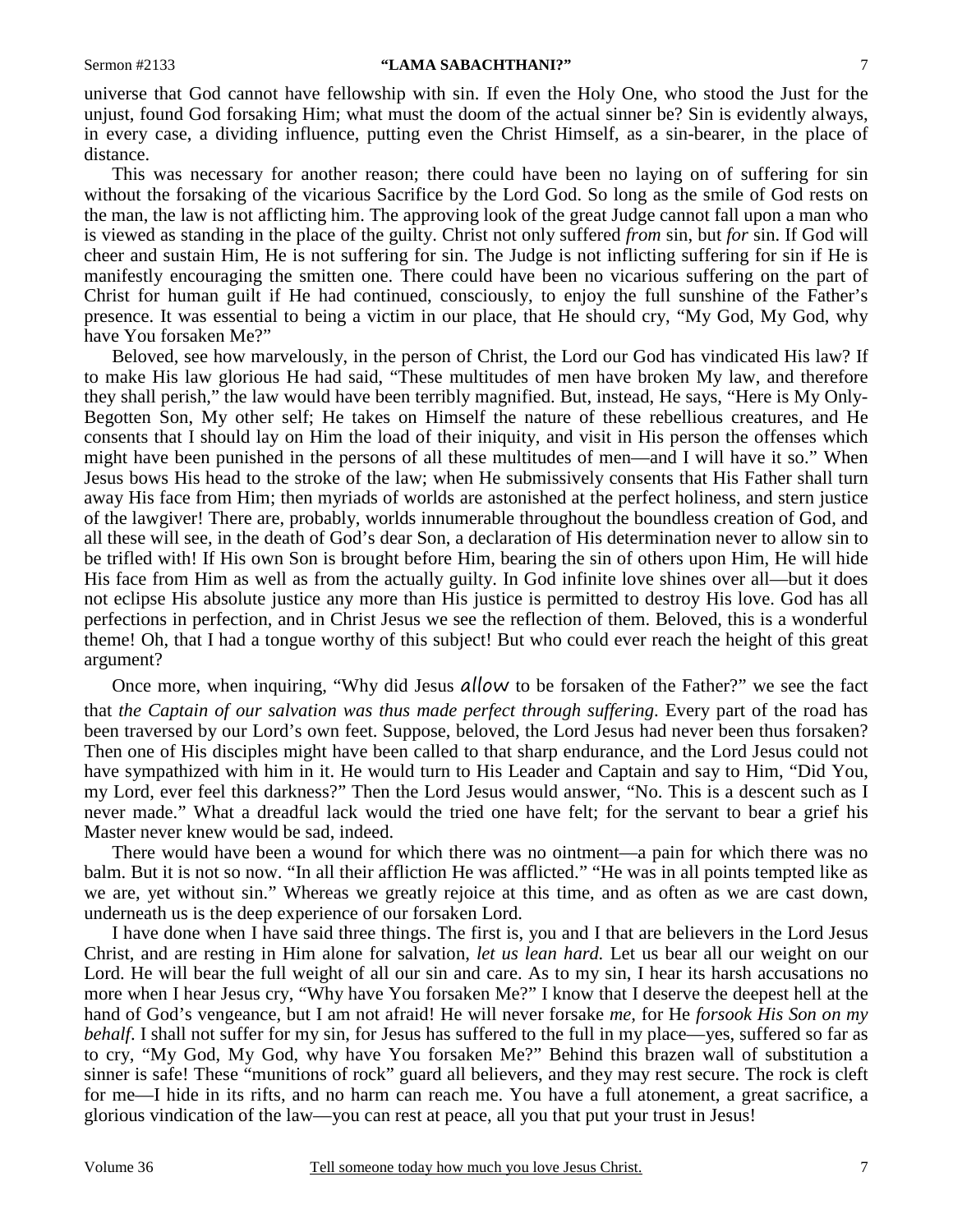universe that God cannot have fellowship with sin. If even the Holy One, who stood the Just for the unjust, found God forsaking Him; what must the doom of the actual sinner be? Sin is evidently always, in every case, a dividing influence, putting even the Christ Himself, as a sin-bearer, in the place of distance.

This was necessary for another reason; there could have been no laying on of suffering for sin without the forsaking of the vicarious Sacrifice by the Lord God. So long as the smile of God rests on the man, the law is not afflicting him. The approving look of the great Judge cannot fall upon a man who is viewed as standing in the place of the guilty. Christ not only suffered *from* sin, but *for* sin. If God will cheer and sustain Him, He is not suffering for sin. The Judge is not inflicting suffering for sin if He is manifestly encouraging the smitten one. There could have been no vicarious suffering on the part of Christ for human guilt if He had continued, consciously, to enjoy the full sunshine of the Father's presence. It was essential to being a victim in our place, that He should cry, "My God, My God, why have You forsaken Me?"

Beloved, see how marvelously, in the person of Christ, the Lord our God has vindicated His law? If to make His law glorious He had said, "These multitudes of men have broken My law, and therefore they shall perish," the law would have been terribly magnified. But, instead, He says, "Here is My Only-Begotten Son, My other self; He takes on Himself the nature of these rebellious creatures, and He consents that I should lay on Him the load of their iniquity, and visit in His person the offenses which might have been punished in the persons of all these multitudes of men—and I will have it so." When Jesus bows His head to the stroke of the law; when He submissively consents that His Father shall turn away His face from Him; then myriads of worlds are astonished at the perfect holiness, and stern justice of the lawgiver! There are, probably, worlds innumerable throughout the boundless creation of God, and all these will see, in the death of God's dear Son, a declaration of His determination never to allow sin to be trifled with! If His own Son is brought before Him, bearing the sin of others upon Him, He will hide His face from Him as well as from the actually guilty. In God infinite love shines over all—but it does not eclipse His absolute justice any more than His justice is permitted to destroy His love. God has all perfections in perfection, and in Christ Jesus we see the reflection of them. Beloved, this is a wonderful theme! Oh, that I had a tongue worthy of this subject! But who could ever reach the height of this great argument?

Once more, when inquiring, "Why did Jesus *allow* to be forsaken of the Father?" we see the fact that *the Captain of our salvation was thus made perfect through suffering*. Every part of the road has been traversed by our Lord's own feet. Suppose, beloved, the Lord Jesus had never been thus forsaken? Then one of His disciples might have been called to that sharp endurance, and the Lord Jesus could not have sympathized with him in it. He would turn to His Leader and Captain and say to Him, "Did You, my Lord, ever feel this darkness?" Then the Lord Jesus would answer, "No. This is a descent such as I never made." What a dreadful lack would the tried one have felt; for the servant to bear a grief his Master never knew would be sad, indeed.

There would have been a wound for which there was no ointment—a pain for which there was no balm. But it is not so now. "In all their affliction He was afflicted." "He was in all points tempted like as we are, yet without sin." Whereas we greatly rejoice at this time, and as often as we are cast down, underneath us is the deep experience of our forsaken Lord.

I have done when I have said three things. The first is, you and I that are believers in the Lord Jesus Christ, and are resting in Him alone for salvation, *let us lean hard.* Let us bear all our weight on our Lord. He will bear the full weight of all our sin and care. As to my sin, I hear its harsh accusations no more when I hear Jesus cry, "Why have You forsaken Me?" I know that I deserve the deepest hell at the hand of God's vengeance, but I am not afraid! He will never forsake *me,* for He *forsook His Son on my behalf*. I shall not suffer for my sin, for Jesus has suffered to the full in my place—yes, suffered so far as to cry, "My God, My God, why have You forsaken Me?" Behind this brazen wall of substitution a sinner is safe! These "munitions of rock" guard all believers, and they may rest secure. The rock is cleft for me—I hide in its rifts, and no harm can reach me. You have a full atonement, a great sacrifice, a glorious vindication of the law—you can rest at peace, all you that put your trust in Jesus!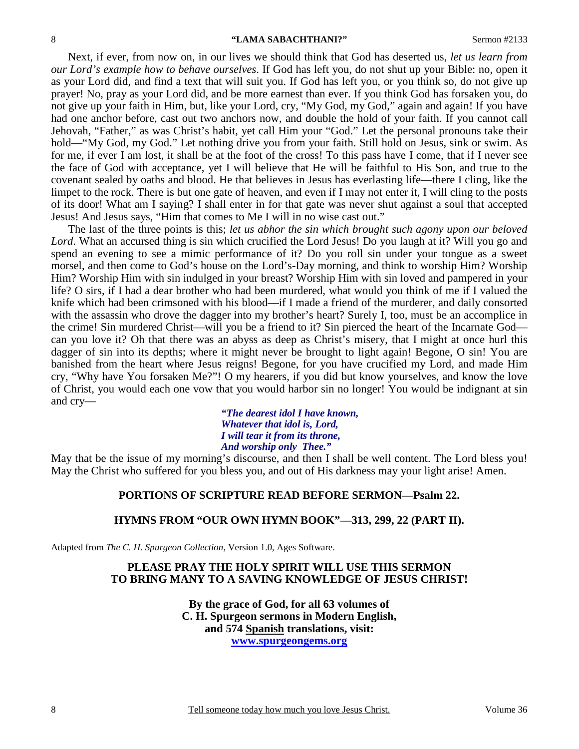Next, if ever, from now on, in our lives we should think that God has deserted us, *let us learn from our Lord's example how to behave ourselves*. If God has left you, do not shut up your Bible: no, open it as your Lord did, and find a text that will suit you. If God has left you, or you think so, do not give up prayer! No, pray as your Lord did, and be more earnest than ever. If you think God has forsaken you, do not give up your faith in Him, but, like your Lord, cry, "My God, my God," again and again! If you have had one anchor before, cast out two anchors now, and double the hold of your faith. If you cannot call Jehovah, "Father," as was Christ's habit, yet call Him your "God." Let the personal pronouns take their hold—"My God, my God." Let nothing drive you from your faith. Still hold on Jesus, sink or swim. As for me, if ever I am lost, it shall be at the foot of the cross! To this pass have I come, that if I never see the face of God with acceptance, yet I will believe that He will be faithful to His Son, and true to the covenant sealed by oaths and blood. He that believes in Jesus has everlasting life—there I cling, like the limpet to the rock. There is but one gate of heaven, and even if I may not enter it, I will cling to the posts of its door! What am I saying? I shall enter in for that gate was never shut against a soul that accepted Jesus! And Jesus says, "Him that comes to Me I will in no wise cast out."

The last of the three points is this; *let us abhor the sin which brought such agony upon our beloved Lord*. What an accursed thing is sin which crucified the Lord Jesus! Do you laugh at it? Will you go and spend an evening to see a mimic performance of it? Do you roll sin under your tongue as a sweet morsel, and then come to God's house on the Lord's-Day morning, and think to worship Him? Worship Him? Worship Him with sin indulged in your breast? Worship Him with sin loved and pampered in your life? O sirs, if I had a dear brother who had been murdered, what would you think of me if I valued the knife which had been crimsoned with his blood—if I made a friend of the murderer, and daily consorted with the assassin who drove the dagger into my brother's heart? Surely I, too, must be an accomplice in the crime! Sin murdered Christ—will you be a friend to it? Sin pierced the heart of the Incarnate God—can you love it? Oh that there was an abyss as deep as Christ's misery, that I might at once hurl this dagger of sin into its depths; where it might never be brought to light again! Begone, O sin! You are banished from the heart where Jesus reigns! Begone, for you have crucified my Lord, and made Him cry, "Why have You forsaken Me?"! O my hearers, if you did but know yourselves, and know the love of Christ, you would each one vow that you would harbor sin no longer! You would be indignant at sin and cry—

> ***"The dearest idol I have known,***
> ***Whatever that idol is, Lord,***
> ***I will tear it from its throne,***
> ***And worship only Thee."***

May that be the issue of my morning's discourse, and then I shall be well content. The Lord bless you! May the Christ who suffered for you bless you, and out of His darkness may your light arise! Amen.

**PORTIONS OF SCRIPTURE READ BEFORE SERMON—Psalm 22.**

**HYMNS FROM "OUR OWN HYMN BOOK"—313, 299, 22 (PART II).**

Adapted from *The C. H. Spurgeon Collection*, Version 1.0, Ages Software.

**PLEASE PRAY THE HOLY SPIRIT WILL USE THIS SERMON TO BRING MANY TO A SAVING KNOWLEDGE OF JESUS CHRIST!**

**By the grace of God, for all 63 volumes of C. H. Spurgeon sermons in Modern English, and 574 Spanish translations, visit: www.spurgeongems.org**